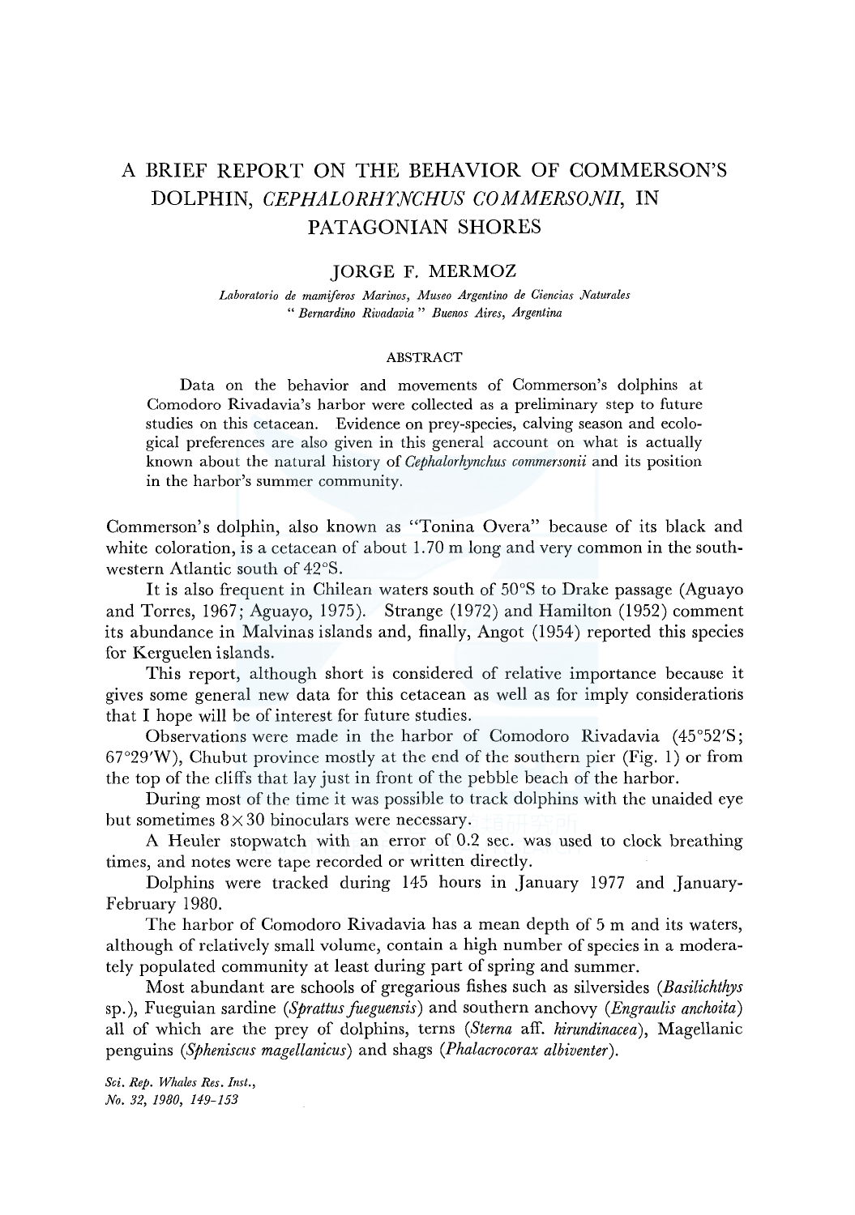# A BRIEF REPORT ON THE BEHAVIOR OF COMMERSON'S DOLPHIN, *CEPHALORHYNCHUS COMMERSONII*, IN PATAGONIAN SHORES

JORGE F. MERMOZ

*Laboratorio de mamiferos Marinos, Museo Argentino de Ciencias Naturales " Bernardino Rivadavia " Buenos Aires, Argentina*

## ABSTRACT

Data on the behavior and movements of Commerson's dolphins at Comodoro Rivadavia's harbor were collected as a preliminary step to future studies on this cetacean. Evidence on prey-species, calving season and ecological preferences are also given in this general account on what is actually known about the natural history of *Cephalorhynchus commersonii* and its position in the harbor's summer community.

Commerson's dolphin, also known as "Tonina Overa" because of its black and white coloration, is a cetacean of about 1.70 m long and very common in the southwestern Atlantic south of 42°S.

It is also frequent in Chilean waters south of 50°S to Drake passage (Aguayo and Torres, 1967; Aguayo, 1975). Strange (1972) and Hamilton (1952) comment its abundance in Malvinas islands and, finally, Angot (1954) reported this species for Kerguelen islands.

This report, although short is considered of relative importance because it gives some general new data for this cetacean as well as for imply considerations that I hope will be of interest for future studies.

Observations were made in the harbor of Comodoro Rivadavia (45°52'S; 67°29'W), Chubut province mostly at the end of the southern pier (Fig. 1) or from the top of the cliffs that lay just in front of the pebble beach of the harbor.

During most of the time it was possible to track dolphins with the unaided eye but sometimes 8×30 binoculars were necessary.

A Heuler stopwatch with an error of 0.2 sec. was used to clock breathing times, and notes were tape recorded or written directly.

Dolphins were tracked during 145 hours in January 1977 and January-February 1980.

The harbor of Comodoro Rivadavia has a mean depth of 5 m and its waters, although of relatively small volume, contain a high number of species in a moderately populated community at least during part of spring and summer.

Most abundant are schools of gregarious fishes such as silversides (*Basilichthys* sp.), Fueguian sardine (*Sprattus fueguensis*) and southern anchovy (*Engraulis anchoita*) all of which are the prey of dolphins, terns (*Sterna* aff. *hirundinacea*), Magellanic penguins (*Spheniscus magellanicus*) and shags (*Phalacrocorax albiventer*).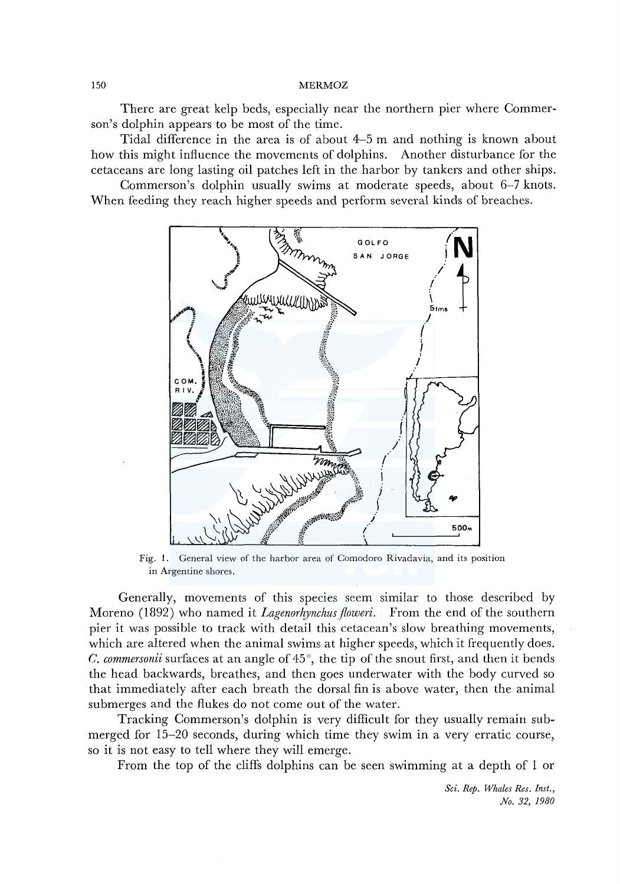There are great kelp beds, especially near the northern pier where Commerson's dolphin appears to be most of the time.

Tidal difference in the area is of about 4–5 m and nothing is known about how this might influence the movements of dolphins. Another disturbance for the cetaceans are long lasting oil patches left in the harbor by tankers and other ships.

Commerson's dolphin usually swims at moderate speeds, about 6–7 knots. When feeding they reach higher speeds and perform several kinds of breaches.

Fig. 1. General view of the harbor area of Comodoro Rivadavia, and its position in Argentine shores.

Generally, movements of this species seem similar to those described by Moreno (1892) who named it *Lagenorhynchus floweri*. From the end of the southern pier it was possible to track with detail this cetacean's slow breathing movements, which are altered when the animal swims at higher speeds, which it frequently does. *C. commersonii* surfaces at an angle of 45°, the tip of the snout first, and then it bends the head backwards, breathes, and then goes underwater with the body curved so that immediately after each breath the dorsal fin is above water, then the animal submerges and the flukes do not come out of the water.

Tracking Commerson's dolphin is very difficult for they usually remain submerged for 15–20 seconds, during which time they swim in a very erratic course, so it is not easy to tell where they will emerge.

From the top of the cliffs dolphins can be seen swimming at a depth of 1 or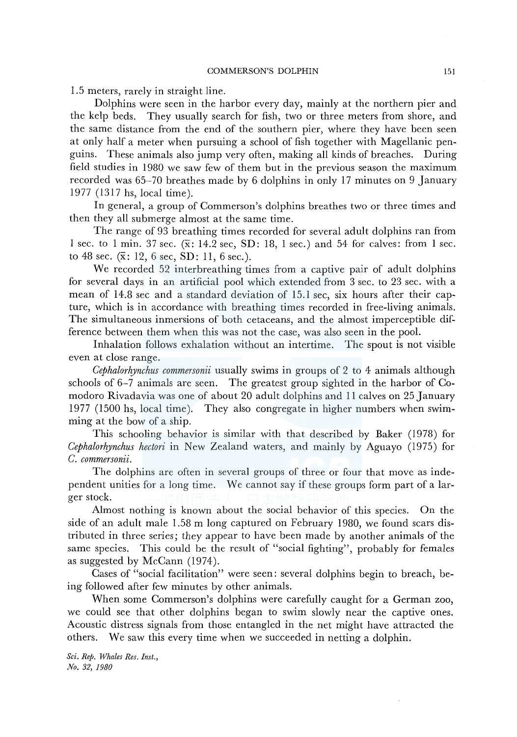1.5 meters, rarely in straight line.

Dolphins were seen in the harbor every day, mainly at the northern pier and the kelp beds. They usually search for fish, two or three meters from shore, and the same distance from the end of the southern pier, where they have been seen at only half a meter when pursuing a school of fish together with Magellanic penguins. These animals also jump very often, making all kinds of breaches. During field studies in 1980 we saw few of them but in the previous season the maximum recorded was 65–70 breathes made by 6 dolphins in only 17 minutes on 9 January 1977 (1317 hs, local time).

In general, a group of Commerson's dolphins breathes two or three times and then they all submerge almost at the same time.

The range of 93 breathing times recorded for several adult dolphins ran from 1 sec. to 1 min. 37 sec. ($\bar{x}$: 14.2 sec, SD: 18, 1 sec.) and 54 for calves: from 1 sec. to 48 sec. ($\bar{x}$: 12, 6 sec, SD: 11, 6 sec.).

We recorded 52 interbreathing times from a captive pair of adult dolphins for several days in an artificial pool which extended from 3 sec. to 23 sec. with a mean of 14.8 sec and a standard deviation of 15.1 sec, six hours after their capture, which is in accordance with breathing times recorded in free-living animals. The simultaneous inmersions of both cetaceans, and the almost imperceptible difference between them when this was not the case, was also seen in the pool.

Inhalation follows exhalation without an intertime. The spout is not visible even at close range.

*Cephalorhynchus commersonii* usually swims in groups of 2 to 4 animals although schools of 6–7 animals are seen. The greatest group sighted in the harbor of Comodoro Rivadavia was one of about 20 adult dolphins and 11 calves on 25 January 1977 (1500 hs, local time). They also congregate in higher numbers when swimming at the bow of a ship.

This schooling behavior is similar with that described by Baker (1978) for *Cephalorhynchus hectori* in New Zealand waters, and mainly by Aguayo (1975) for *C. commersonii*.

The dolphins are often in several groups of three or four that move as independent unities for a long time. We cannot say if these groups form part of a larger stock.

Almost nothing is known about the social behavior of this species. On the side of an adult male 1.58 m long captured on February 1980, we found scars distributed in three series; they appear to have been made by another animals of the same species. This could be the result of "social fighting", probably for females as suggested by McCann (1974).

Cases of "social facilitation" were seen: several dolphins begin to breach, being followed after few minutes by other animals.

When some Commerson's dolphins were carefully caught for a German zoo, we could see that other dolphins began to swim slowly near the captive ones. Acoustic distress signals from those entangled in the net might have attracted the others. We saw this every time when we succeeded in netting a dolphin.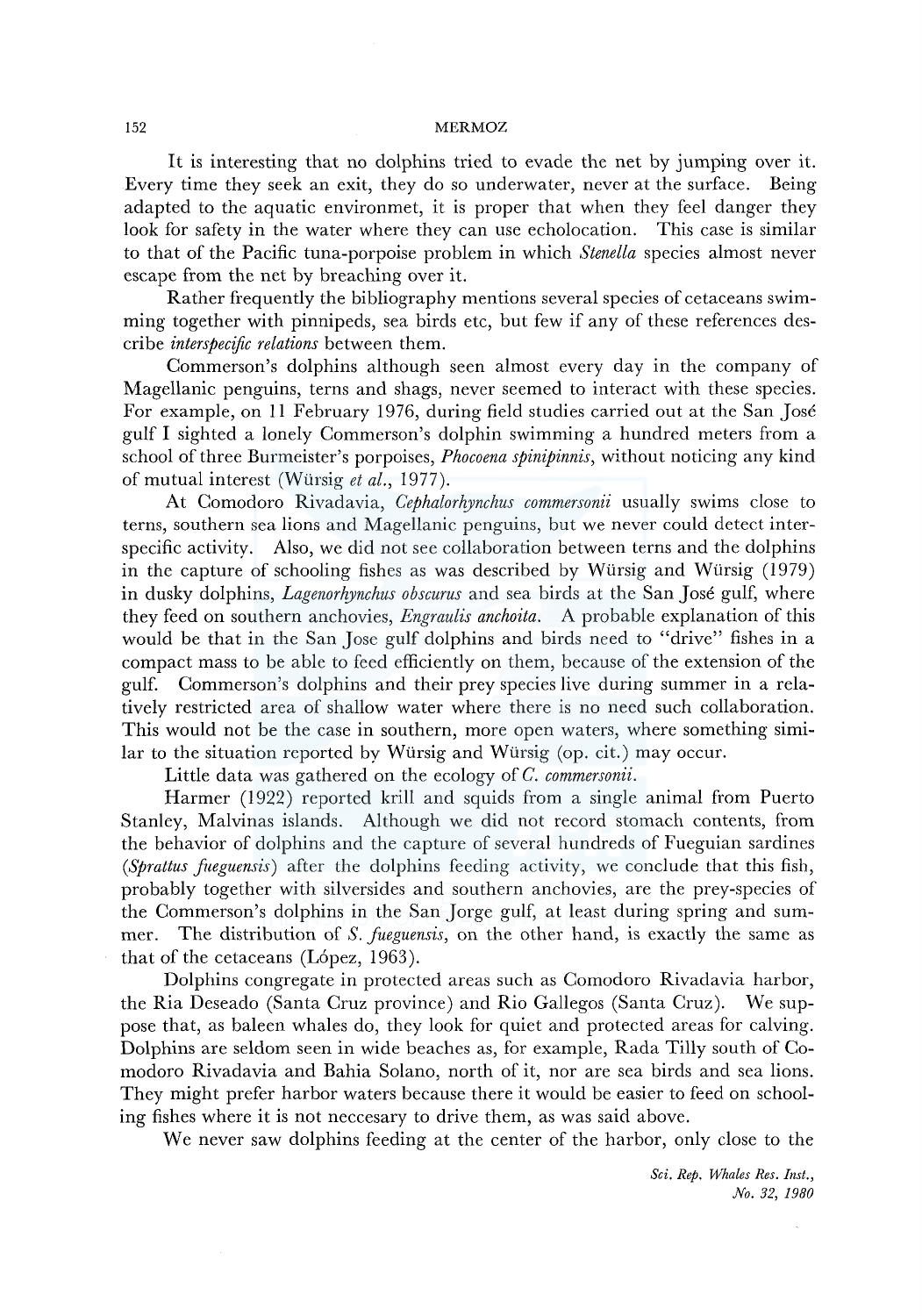It is interesting that no dolphins tried to evade the net by jumping over it. Every time they seek an exit, they do so underwater, never at the surface. Being adapted to the aquatic environmet, it is proper that when they feel danger they look for safety in the water where they can use echolocation. This case is similar to that of the Pacific tuna-porpoise problem in which *Stenella* species almost never escape from the net by breaching over it.

Rather frequently the bibliography mentions several species of cetaceans swimming together with pinnipeds, sea birds etc, but few if any of these references describe *interspecific relations* between them.

Commerson's dolphins although seen almost every day in the company of Magellanic penguins, terns and shags, never seemed to interact with these species. For example, on 11 February 1976, during field studies carried out at the San José gulf I sighted a lonely Commerson's dolphin swimming a hundred meters from a school of three Burmeister's porpoises, *Phocoena spinipinnis*, without noticing any kind of mutual interest (Würsig *et al.*, 1977).

At Comodoro Rivadavia, *Cephalorhynchus commersonii* usually swims close to terns, southern sea lions and Magellanic penguins, but we never could detect interspecific activity. Also, we did not see collaboration between terns and the dolphins in the capture of schooling fishes as was described by Würsig and Würsig (1979) in dusky dolphins, *Lagenorhynchus obscurus* and sea birds at the San José gulf, where they feed on southern anchovies, *Engraulis anchoita*. A probable explanation of this would be that in the San Jose gulf dolphins and birds need to "drive" fishes in a compact mass to be able to feed efficiently on them, because of the extension of the gulf. Commerson's dolphins and their prey species live during summer in a relatively restricted area of shallow water where there is no need such collaboration. This would not be the case in southern, more open waters, where something similar to the situation reported by Würsig and Würsig (op. cit.) may occur.

Little data was gathered on the ecology of *C. commersonii*.

Harmer (1922) reported krill and squids from a single animal from Puerto Stanley, Malvinas islands. Although we did not record stomach contents, from the behavior of dolphins and the capture of several hundreds of Fueguian sardines (*Sprattus fueguensis*) after the dolphins feeding activity, we conclude that this fish, probably together with silversides and southern anchovies, are the prey-species of the Commerson's dolphins in the San Jorge gulf, at least during spring and summer. The distribution of *S. fueguensis*, on the other hand, is exactly the same as that of the cetaceans (López, 1963).

Dolphins congregate in protected areas such as Comodoro Rivadavia harbor, the Ria Deseado (Santa Cruz province) and Rio Gallegos (Santa Cruz). We suppose that, as baleen whales do, they look for quiet and protected areas for calving. Dolphins are seldom seen in wide beaches as, for example, Rada Tilly south of Comodoro Rivadavia and Bahia Solano, north of it, nor are sea birds and sea lions. They might prefer harbor waters because there it would be easier to feed on schooling fishes where it is not neccesary to drive them, as was said above.

We never saw dolphins feeding at the center of the harbor, only close to the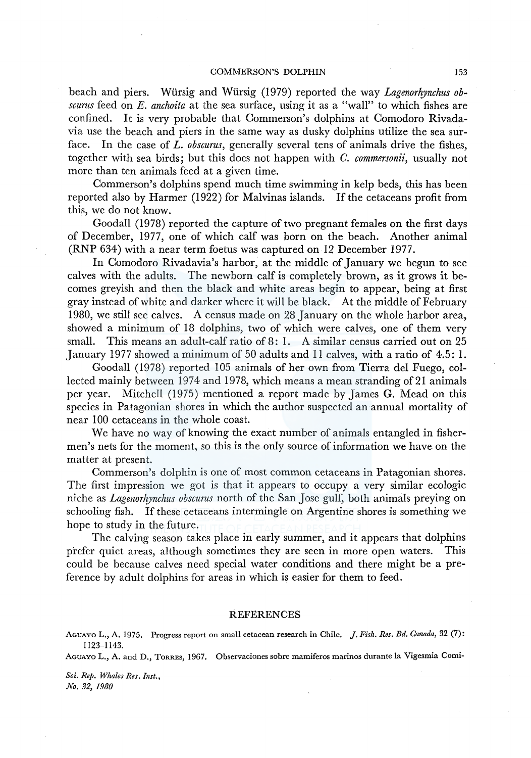beach and piers. Würsig and Würsig (1979) reported the way *Lagenorhynchus obscurus* feed on *E. anchoita* at the sea surface, using it as a "wall" to which fishes are confined. It is very probable that Commerson's dolphins at Comodoro Rivadavia use the beach and piers in the same way as dusky dolphins utilize the sea surface. In the case of *L. obscurus*, generally several tens of animals drive the fishes, together with sea birds; but this does not happen with *C. commersonii*, usually not more than ten animals feed at a given time.

Commerson's dolphins spend much time swimming in kelp beds, this has been reported also by Harmer (1922) for Malvinas islands. If the cetaceans profit from this, we do not know.

Goodall (1978) reported the capture of two pregnant females on the first days of December, 1977, one of which calf was born on the beach. Another animal (RNP 634) with a near term foetus was captured on 12 December 1977.

In Comodoro Rivadavia's harbor, at the middle of January we begun to see calves with the adults. The newborn calf is completely brown, as it grows it becomes greyish and then the black and white areas begin to appear, being at first gray instead of white and darker where it will be black. At the middle of February 1980, we still see calves. A census made on 28 January on the whole harbor area, showed a minimum of 18 dolphins, two of which were calves, one of them very small. This means an adult-calf ratio of 8: 1. A similar census carried out on 25 January 1977 showed a minimum of 50 adults and 11 calves, with a ratio of 4.5: 1.

Goodall (1978) reported 105 animals of her own from Tierra del Fuego, collected mainly between 1974 and 1978, which means a mean stranding of 21 animals per year. Mitchell (1975) mentioned a report made by James G. Mead on this species in Patagonian shores in which the author suspected an annual mortality of near 100 cetaceans in the whole coast.

We have no way of knowing the exact number of animals entangled in fishermen's nets for the moment, so this is the only source of information we have on the matter at present.

Commerson's dolphin is one of most common cetaceans in Patagonian shores. The first impression we got is that it appears to occupy a very similar ecologic niche as *Lagenorhynchus obscurus* north of the San Jose gulf, both animals preying on schooling fish. If these cetaceans intermingle on Argentine shores is something we hope to study in the future.

The calving season takes place in early summer, and it appears that dolphins prefer quiet areas, although sometimes they are seen in more open waters. This could be because calves need special water conditions and there might be a preference by adult dolphins for areas in which is easier for them to feed.

## REFERENCES

Aguayo L., A. 1975. Progress report on small cetacean research in Chile. *J. Fish. Res. Bd. Canada*, 32 (7): 1123–1143.

Aguayo L., A. and D., Torres, 1967. Observaciones sobre mamiferos marinos durante la Vigesmia Comi-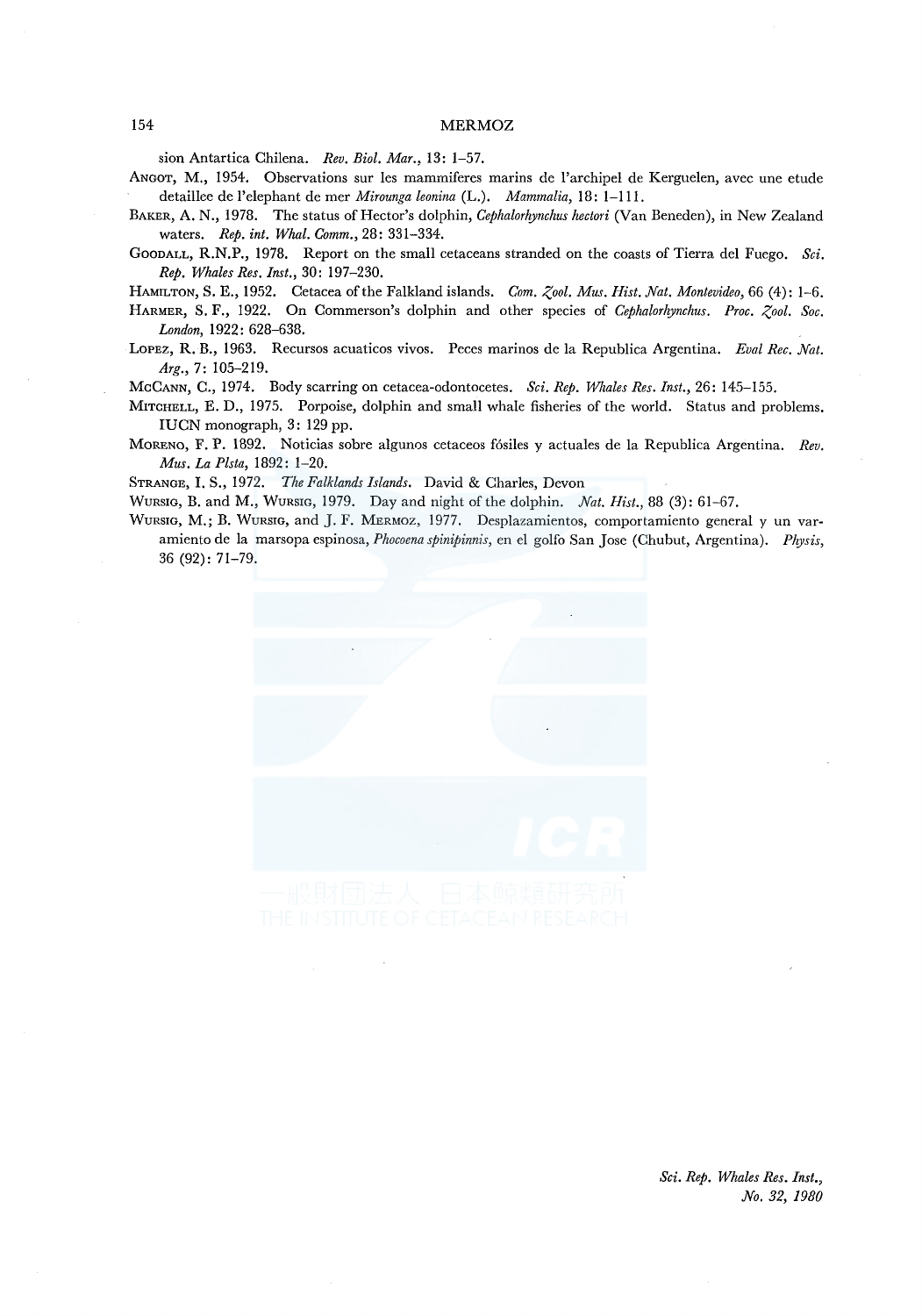sion Antartica Chilena. *Rev. Biol. Mar.*, 13: 1–57.

ANGOT, M., 1954. Observations sur les mammiferes marins de l'archipel de Kerguelen, avec une etude detaillee de l'elephant de mer *Mirounga leonina* (L.). *Mammalia*, 18: 1–111.

BAKER, A. N., 1978. The status of Hector's dolphin, *Cephalorhynchus hectori* (Van Beneden), in New Zealand waters. *Rep. int. Whal. Comm.*, 28: 331–334.

GOODALL, R.N.P., 1978. Report on the small cetaceans stranded on the coasts of Tierra del Fuego. *Sci. Rep. Whales Res. Inst.*, 30: 197–230.

HAMILTON, S. E., 1952. Cetacea of the Falkland islands. *Com. Zool. Mus. Hist. Nat. Montevideo*, 66 (4): 1–6.

HARMER, S. F., 1922. On Commerson's dolphin and other species of *Cephalorhynchus*. *Proc. Zool. Soc. London*, 1922: 628–638.

LOPEZ, R. B., 1963. Recursos acuaticos vivos. Peces marinos de la Republica Argentina. *Eval Rec. Nat. Arg.*, 7: 105–219.

MCCANN, C., 1974. Body scarring on cetacea-odontocetes. *Sci. Rep. Whales Res. Inst.*, 26: 145–155.

MITCHELL, E. D., 1975. Porpoise, dolphin and small whale fisheries of the world. Status and problems. IUCN monograph, 3: 129 pp.

MORENO, F. P. 1892. Noticias sobre algunos cetaceos fósiles y actuales de la Republica Argentina. *Rev. Mus. La Plsta*, 1892: 1–20.

STRANGE, I. S., 1972. *The Falklands Islands*. David & Charles, Devon

WURSIG, B. and M., WURSIG, 1979. Day and night of the dolphin. *Nat. Hist.*, 88 (3): 61–67.

WURSIG, M.; B. WURSIG, and J. F. MERMOZ, 1977. Desplazamientos, comportamiento general y un varamiento de la marsopa espinosa, *Phocoena spinipinnis*, en el golfo San Jose (Chubut, Argentina). *Physis*, 36 (92): 71–79.